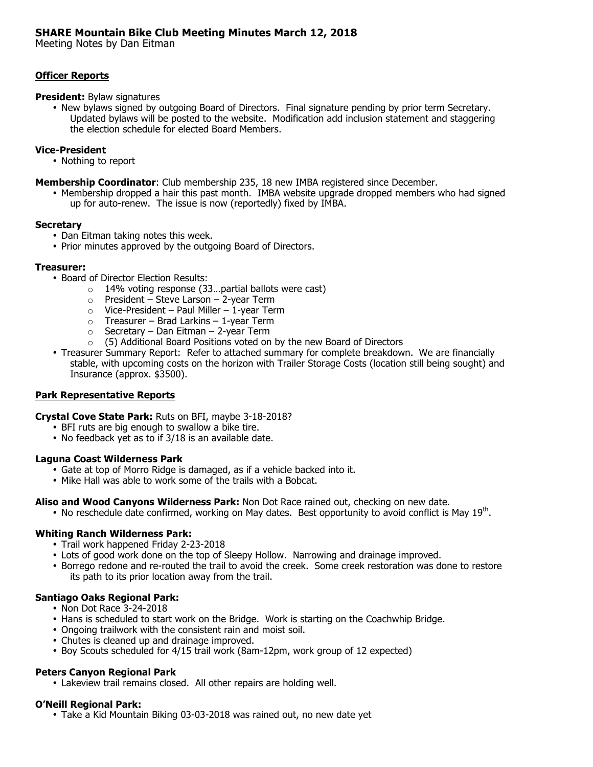# SHARE Mountain Bike Club Meeting Minutes March 12, 2018

Meeting Notes by Dan Eitman

## Officer Reports

**President:** Bylaw signatures

- New bylaws signed by outgoing Board of Directors. Final signature pending by prior term Secretary. Updated bylaws will be posted to the website. Modification add inclusion statement and staggering the election schedule for elected Board Members.

**Vice-President**

- Nothing to report

**Membership Coordinator**: Club membership 235, 18 new IMBA registered since December.

- Membership dropped a hair this past month. IMBA website upgrade dropped members who had signed up for auto-renew. The issue is now (reportedly) fixed by IMBA.

**Secretary**

- Dan Eitman taking notes this week.
- Prior minutes approved by the outgoing Board of Directors.

**Treasurer:**

- Board of Director Election Results:
  - 14% voting response (33…partial ballots were cast)
  - President – Steve Larson – 2-year Term
  - Vice-President – Paul Miller – 1-year Term
  - Treasurer – Brad Larkins – 1-year Term
  - Secretary – Dan Eitman – 2-year Term
  - (5) Additional Board Positions voted on by the new Board of Directors
- Treasurer Summary Report: Refer to attached summary for complete breakdown. We are financially stable, with upcoming costs on the horizon with Trailer Storage Costs (location still being sought) and Insurance (approx. $3500).

## Park Representative Reports

**Crystal Cove State Park:** Ruts on BFI, maybe 3-18-2018?

- BFI ruts are big enough to swallow a bike tire.
- No feedback yet as to if 3/18 is an available date.

**Laguna Coast Wilderness Park**

- Gate at top of Morro Ridge is damaged, as if a vehicle backed into it.
- Mike Hall was able to work some of the trails with a Bobcat.

**Aliso and Wood Canyons Wilderness Park:** Non Dot Race rained out, checking on new date.

- No reschedule date confirmed, working on May dates. Best opportunity to avoid conflict is May 19th.

**Whiting Ranch Wilderness Park:**

- Trail work happened Friday 2-23-2018
- Lots of good work done on the top of Sleepy Hollow. Narrowing and drainage improved.
- Borrego redone and re-routed the trail to avoid the creek. Some creek restoration was done to restore its path to its prior location away from the trail.

**Santiago Oaks Regional Park:**

- Non Dot Race 3-24-2018
- Hans is scheduled to start work on the Bridge. Work is starting on the Coachwhip Bridge.
- Ongoing trailwork with the consistent rain and moist soil.
- Chutes is cleaned up and drainage improved.
- Boy Scouts scheduled for 4/15 trail work (8am-12pm, work group of 12 expected)

**Peters Canyon Regional Park**

- Lakeview trail remains closed. All other repairs are holding well.

**O'Neill Regional Park:**

- Take a Kid Mountain Biking 03-03-2018 was rained out, no new date yet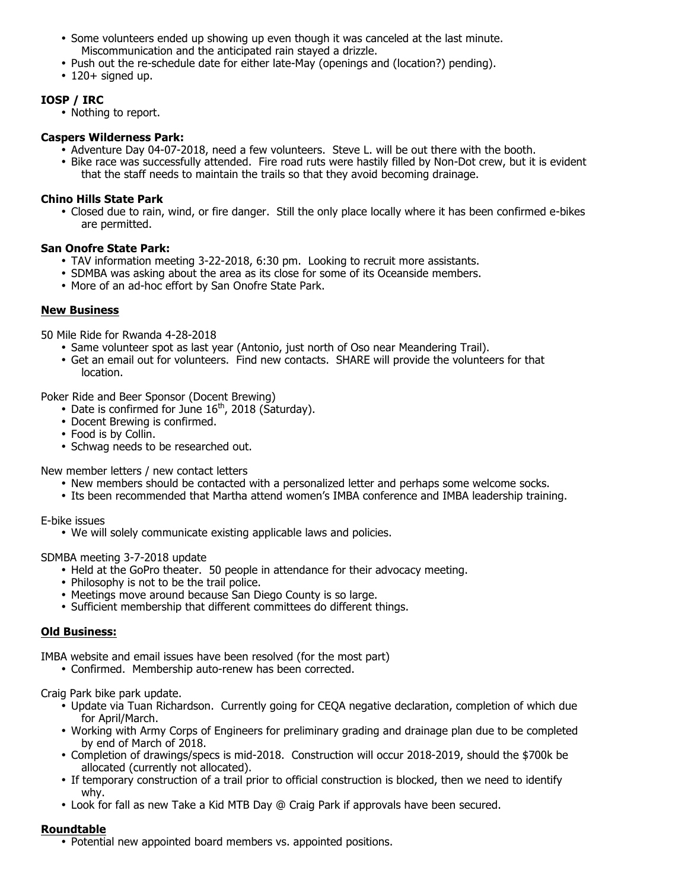- Some volunteers ended up showing up even though it was canceled at the last minute. Miscommunication and the anticipated rain stayed a drizzle.
- Push out the re-schedule date for either late-May (openings and (location?) pending).
- 120+ signed up.

**IOSP / IRC**

- Nothing to report.

**Caspers Wilderness Park:**

- Adventure Day 04-07-2018, need a few volunteers. Steve L. will be out there with the booth.
- Bike race was successfully attended. Fire road ruts were hastily filled by Non-Dot crew, but it is evident that the staff needs to maintain the trails so that they avoid becoming drainage.

**Chino Hills State Park**

- Closed due to rain, wind, or fire danger. Still the only place locally where it has been confirmed e-bikes are permitted.

**San Onofre State Park:**

- TAV information meeting 3-22-2018, 6:30 pm. Looking to recruit more assistants.
- SDMBA was asking about the area as its close for some of its Oceanside members.
- More of an ad-hoc effort by San Onofre State Park.

**<u>New Business</u>**

50 Mile Ride for Rwanda 4-28-2018

- Same volunteer spot as last year (Antonio, just north of Oso near Meandering Trail).
- Get an email out for volunteers. Find new contacts. SHARE will provide the volunteers for that location.

Poker Ride and Beer Sponsor (Docent Brewing)

- Date is confirmed for June 16th, 2018 (Saturday).
- Docent Brewing is confirmed.
- Food is by Collin.
- Schwag needs to be researched out.

New member letters / new contact letters

- New members should be contacted with a personalized letter and perhaps some welcome socks.
- Its been recommended that Martha attend women's IMBA conference and IMBA leadership training.

E-bike issues

- We will solely communicate existing applicable laws and policies.

SDMBA meeting 3-7-2018 update

- Held at the GoPro theater. 50 people in attendance for their advocacy meeting.
- Philosophy is not to be the trail police.
- Meetings move around because San Diego County is so large.
- Sufficient membership that different committees do different things.

**<u>Old Business:</u>**

IMBA website and email issues have been resolved (for the most part)

- Confirmed. Membership auto-renew has been corrected.

Craig Park bike park update.

- Update via Tuan Richardson. Currently going for CEQA negative declaration, completion of which due for April/March.
- Working with Army Corps of Engineers for preliminary grading and drainage plan due to be completed by end of March of 2018.
- Completion of drawings/specs is mid-2018. Construction will occur 2018-2019, should the $700k be allocated (currently not allocated).
- If temporary construction of a trail prior to official construction is blocked, then we need to identify why.
- Look for fall as new Take a Kid MTB Day @ Craig Park if approvals have been secured.

**<u>Roundtable</u>**

- Potential new appointed board members vs. appointed positions.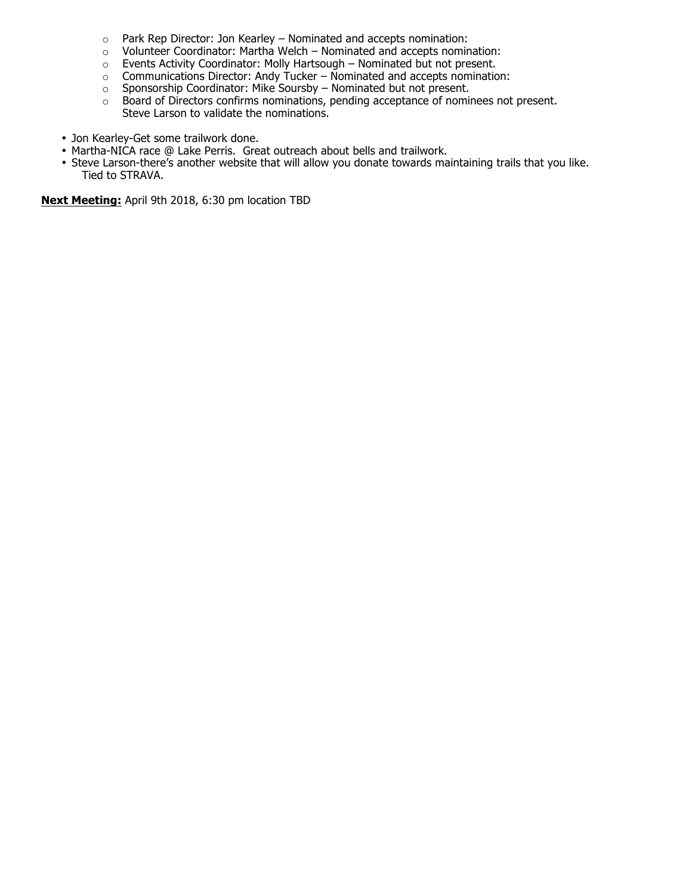- Park Rep Director: Jon Kearley – Nominated and accepts nomination:
  - Volunteer Coordinator: Martha Welch – Nominated and accepts nomination:
  - Events Activity Coordinator: Molly Hartsough – Nominated but not present.
  - Communications Director: Andy Tucker – Nominated and accepts nomination:
  - Sponsorship Coordinator: Mike Soursby – Nominated but not present.
  - Board of Directors confirms nominations, pending acceptance of nominees not present. Steve Larson to validate the nominations.

- Jon Kearley-Get some trailwork done.
- Martha-NICA race @ Lake Perris. Great outreach about bells and trailwork.
- Steve Larson-there's another website that will allow you donate towards maintaining trails that you like. Tied to STRAVA.

**Next Meeting:** April 9th 2018, 6:30 pm location TBD